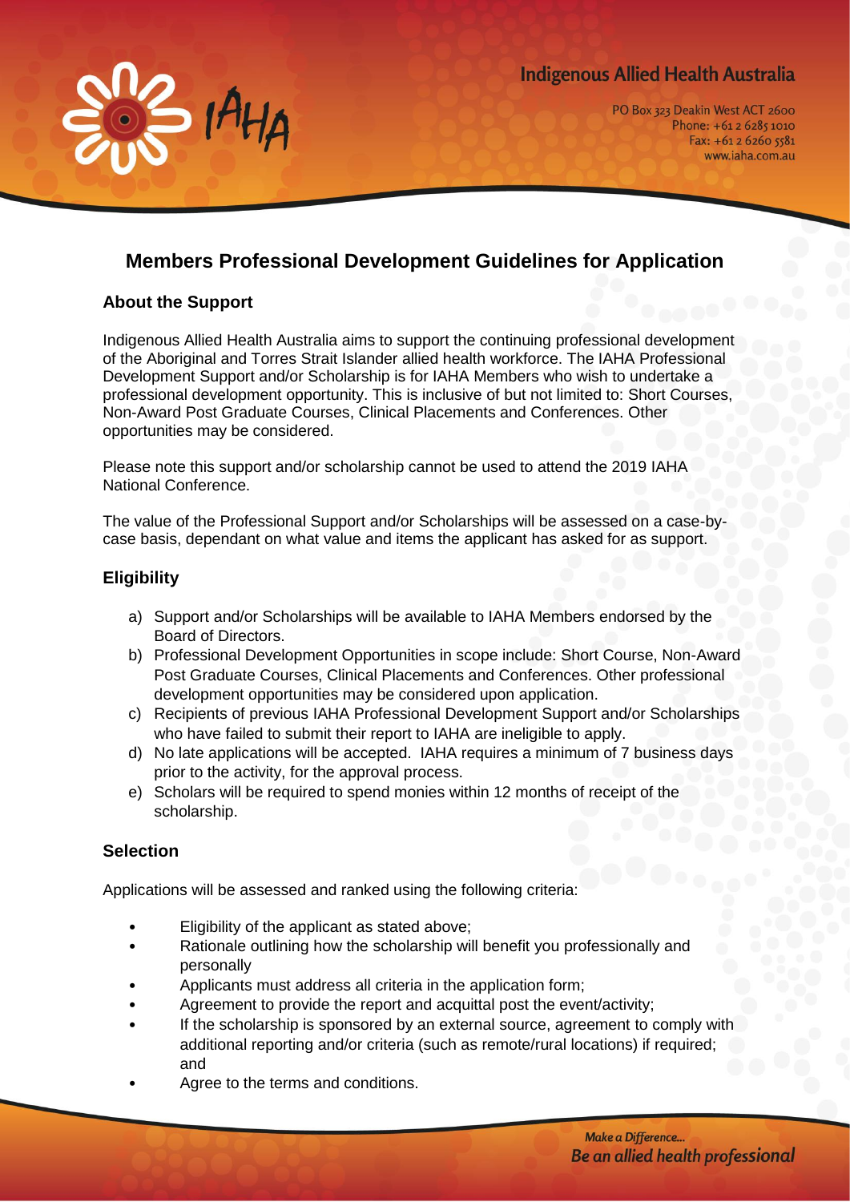# Members Professional Development Guidelines for Application

## About the Support

Indigenous Allied Health Australia aims to support the continuing professional development of the Aboriginal and Torres Strait Islander allied health workforce. The IAHA Professional Development Support and/or Scholarship is for IAHA Members who wish to undertake a professional development opportunity. This is inclusive of but not limited to: Short Courses, Non-Award Post Graduate Courses, Clinical Placements and Conferences. Other opportunities may be considered.

Please note this support and/or scholarship cannot be used to attend the 2019 IAHA National Conference.

The value of the Professional Support and/or Scholarships will be assessed on a case-by-case basis, dependant on what value and items the applicant has asked for as support.

## Eligibility

a) Support and/or Scholarships will be available to IAHA Members endorsed by the Board of Directors.
b) Professional Development Opportunities in scope include: Short Course, Non-Award Post Graduate Courses, Clinical Placements and Conferences. Other professional development opportunities may be considered upon application.
c) Recipients of previous IAHA Professional Development Support and/or Scholarships who have failed to submit their report to IAHA are ineligible to apply.
d) No late applications will be accepted. IAHA requires a minimum of 7 business days prior to the activity, for the approval process.
e) Scholars will be required to spend monies within 12 months of receipt of the scholarship.

## Selection

Applications will be assessed and ranked using the following criteria:

- Eligibility of the applicant as stated above;
- Rationale outlining how the scholarship will benefit you professionally and personally
- Applicants must address all criteria in the application form;
- Agreement to provide the report and acquittal post the event/activity;
- If the scholarship is sponsored by an external source, agreement to comply with additional reporting and/or criteria (such as remote/rural locations) if required; and
- Agree to the terms and conditions.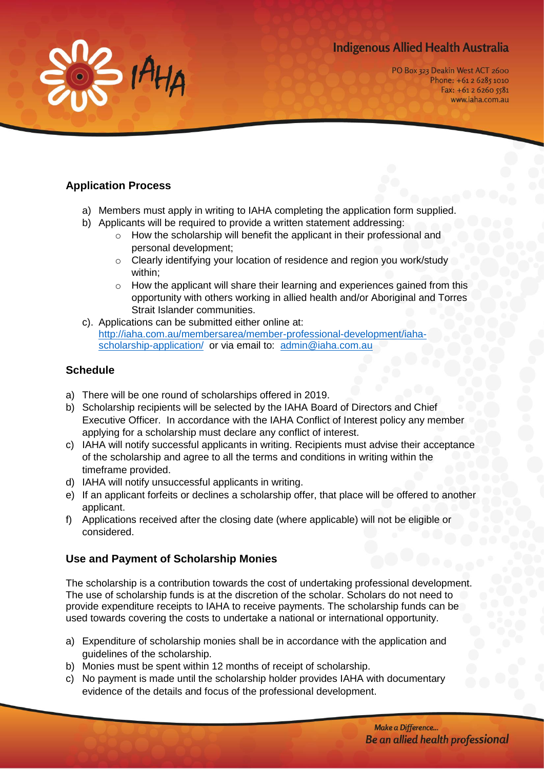## Application Process

a) Members must apply in writing to IAHA completing the application form supplied.
b) Applicants will be required to provide a written statement addressing:
   - How the scholarship will benefit the applicant in their professional and personal development;
   - Clearly identifying your location of residence and region you work/study within;
   - How the applicant will share their learning and experiences gained from this opportunity with others working in allied health and/or Aboriginal and Torres Strait Islander communities.
c). Applications can be submitted either online at: [http://iaha.com.au/membersarea/member-professional-development/iaha-scholarship-application/](http://iaha.com.au/membersarea/member-professional-development/iaha-scholarship-application/) or via email to: [admin@iaha.com.au](mailto:admin@iaha.com.au)

## Schedule

a) There will be one round of scholarships offered in 2019.
b) Scholarship recipients will be selected by the IAHA Board of Directors and Chief Executive Officer. In accordance with the IAHA Conflict of Interest policy any member applying for a scholarship must declare any conflict of interest.
c) IAHA will notify successful applicants in writing. Recipients must advise their acceptance of the scholarship and agree to all the terms and conditions in writing within the timeframe provided.
d) IAHA will notify unsuccessful applicants in writing.
e) If an applicant forfeits or declines a scholarship offer, that place will be offered to another applicant.
f) Applications received after the closing date (where applicable) will not be eligible or considered.

## Use and Payment of Scholarship Monies

The scholarship is a contribution towards the cost of undertaking professional development. The use of scholarship funds is at the discretion of the scholar. Scholars do not need to provide expenditure receipts to IAHA to receive payments. The scholarship funds can be used towards covering the costs to undertake a national or international opportunity.

a) Expenditure of scholarship monies shall be in accordance with the application and guidelines of the scholarship.
b) Monies must be spent within 12 months of receipt of scholarship.
c) No payment is made until the scholarship holder provides IAHA with documentary evidence of the details and focus of the professional development.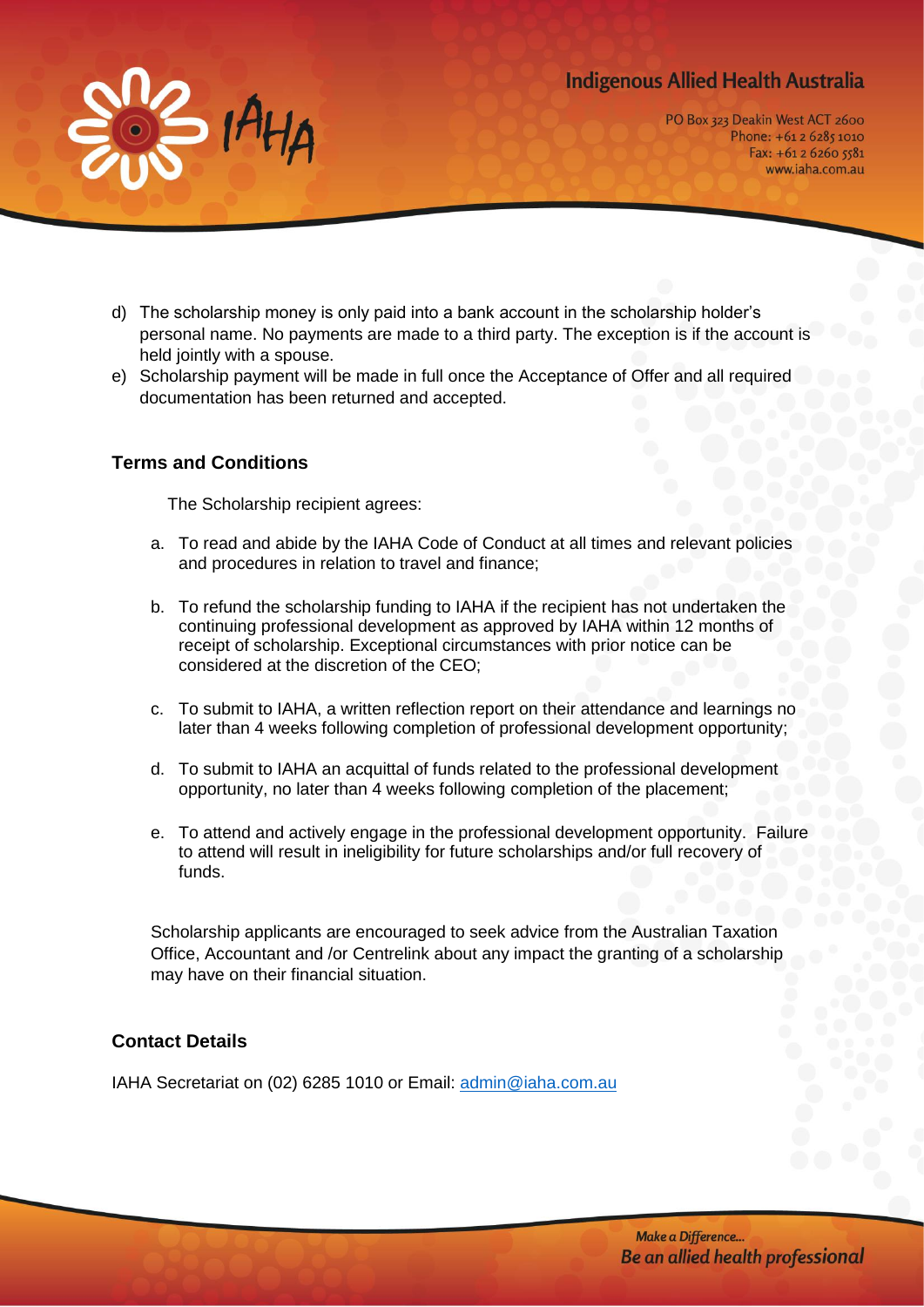d) The scholarship money is only paid into a bank account in the scholarship holder's personal name. No payments are made to a third party. The exception is if the account is held jointly with a spouse.
e) Scholarship payment will be made in full once the Acceptance of Offer and all required documentation has been returned and accepted.

## Terms and Conditions

The Scholarship recipient agrees:

a. To read and abide by the IAHA Code of Conduct at all times and relevant policies and procedures in relation to travel and finance;

b. To refund the scholarship funding to IAHA if the recipient has not undertaken the continuing professional development as approved by IAHA within 12 months of receipt of scholarship. Exceptional circumstances with prior notice can be considered at the discretion of the CEO;

c. To submit to IAHA, a written reflection report on their attendance and learnings no later than 4 weeks following completion of professional development opportunity;

d. To submit to IAHA an acquittal of funds related to the professional development opportunity, no later than 4 weeks following completion of the placement;

e. To attend and actively engage in the professional development opportunity. Failure to attend will result in ineligibility for future scholarships and/or full recovery of funds.

Scholarship applicants are encouraged to seek advice from the Australian Taxation Office, Accountant and /or Centrelink about any impact the granting of a scholarship may have on their financial situation.

## Contact Details

IAHA Secretariat on (02) 6285 1010 or Email: admin@iaha.com.au